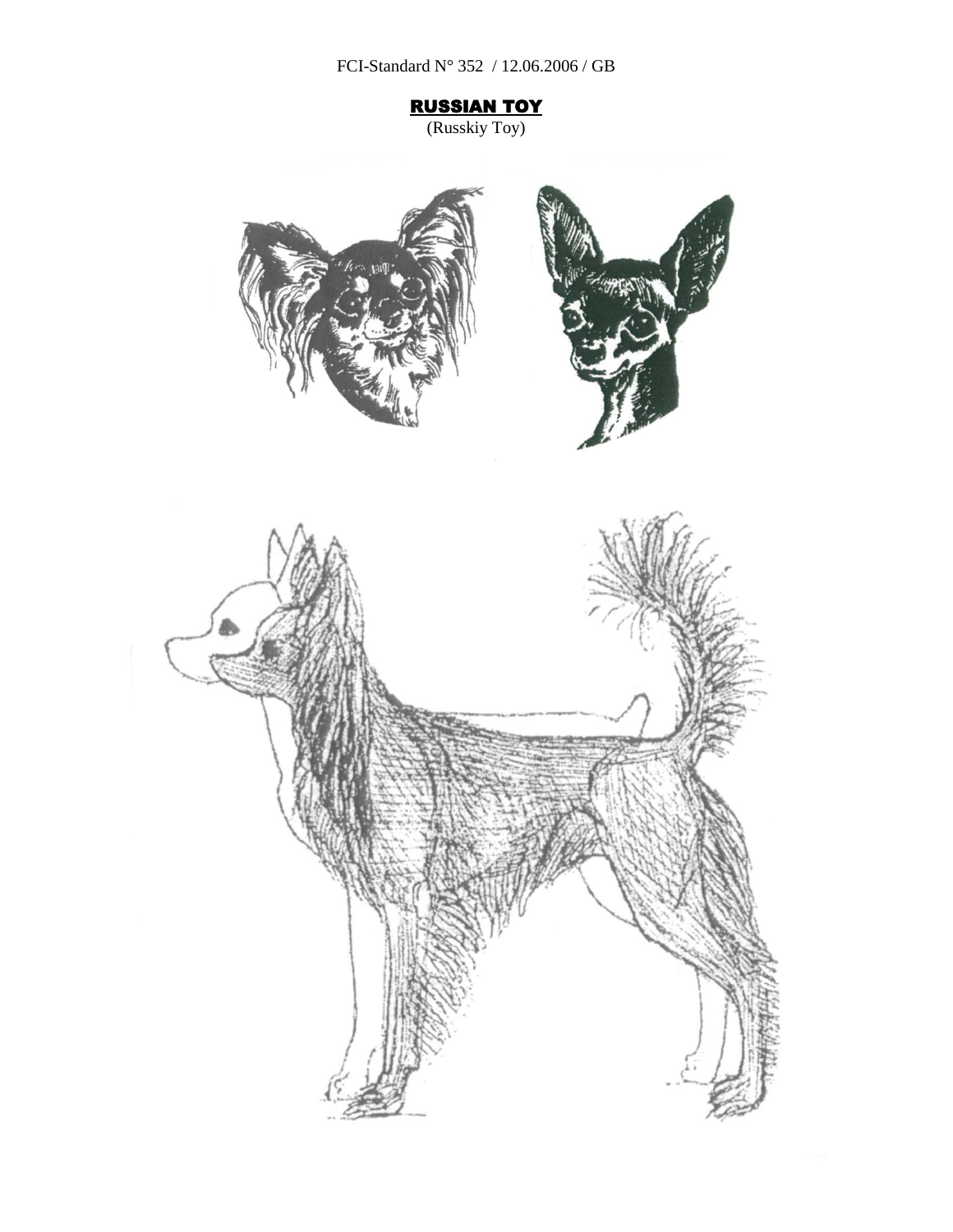FCI-Standard N° 352 / 12.06.2006 / GB

# RUSSIAN TOY

(Russkiy Toy)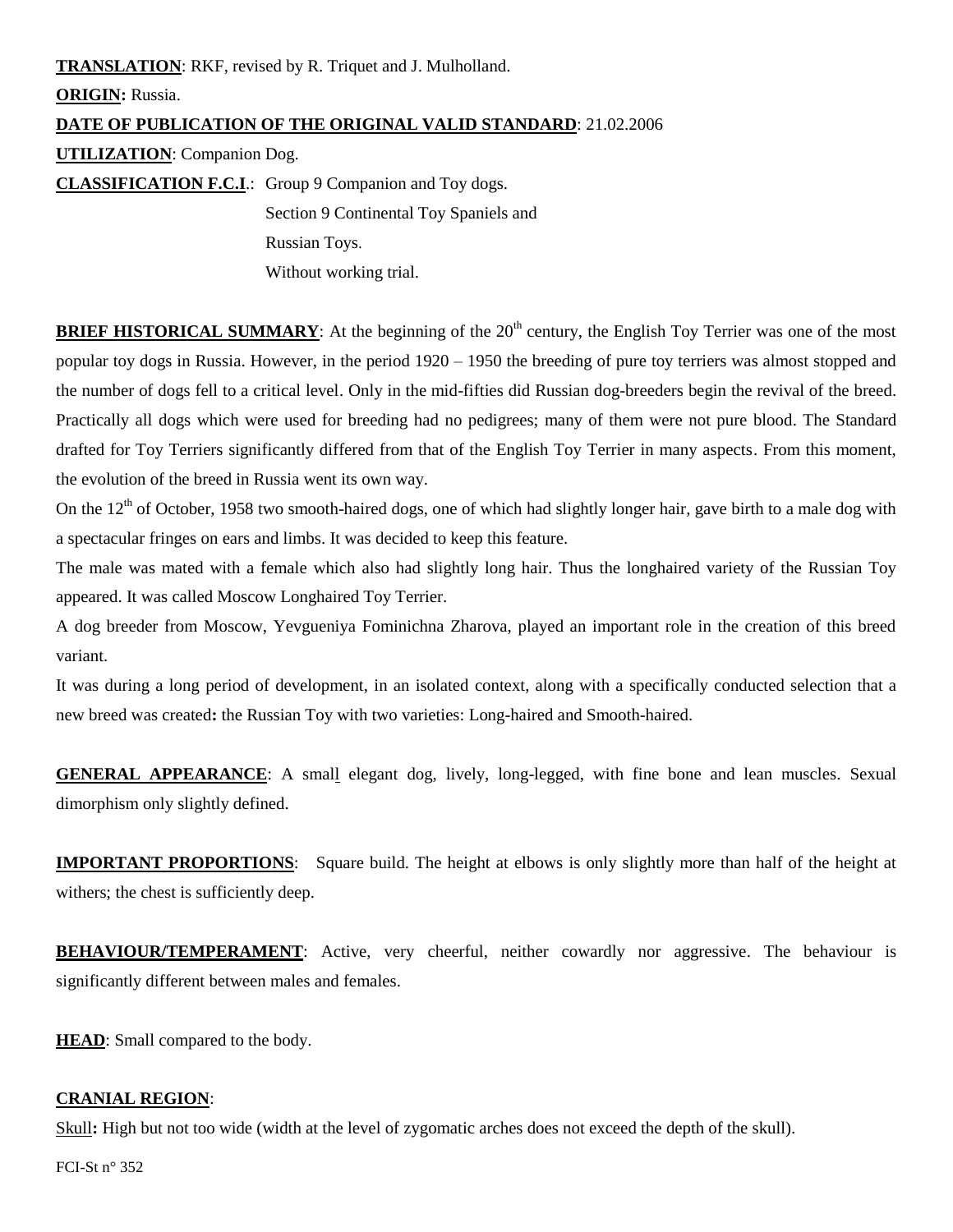**TRANSLATION**: RKF, revised by R. Triquet and J. Mulholland.

**ORIGIN:** Russia.

**DATE OF PUBLICATION OF THE ORIGINAL VALID STANDARD**: 21.02.2006

**UTILIZATION**: Companion Dog.

**CLASSIFICATION F.C.I.**: Group 9 Companion and Toy dogs.
Section 9 Continental Toy Spaniels and Russian Toys.
Without working trial.

**BRIEF HISTORICAL SUMMARY**: At the beginning of the 20th century, the English Toy Terrier was one of the most popular toy dogs in Russia. However, in the period 1920 – 1950 the breeding of pure toy terriers was almost stopped and the number of dogs fell to a critical level. Only in the mid-fifties did Russian dog-breeders begin the revival of the breed. Practically all dogs which were used for breeding had no pedigrees; many of them were not pure blood. The Standard drafted for Toy Terriers significantly differed from that of the English Toy Terrier in many aspects. From this moment, the evolution of the breed in Russia went its own way.

On the 12th of October, 1958 two smooth-haired dogs, one of which had slightly longer hair, gave birth to a male dog with a spectacular fringes on ears and limbs. It was decided to keep this feature.

The male was mated with a female which also had slightly long hair. Thus the longhaired variety of the Russian Toy appeared. It was called Moscow Longhaired Toy Terrier.

A dog breeder from Moscow, Yevgueniya Fominichna Zharova, played an important role in the creation of this breed variant.

It was during a long period of development, in an isolated context, along with a specifically conducted selection that a new breed was created**:** the Russian Toy with two varieties: Long-haired and Smooth-haired.

**GENERAL APPEARANCE**: A small elegant dog, lively, long-legged, with fine bone and lean muscles. Sexual dimorphism only slightly defined.

**IMPORTANT PROPORTIONS**: Square build. The height at elbows is only slightly more than half of the height at withers; the chest is sufficiently deep.

**BEHAVIOUR/TEMPERAMENT**: Active, very cheerful, neither cowardly nor aggressive. The behaviour is significantly different between males and females.

**HEAD**: Small compared to the body.

**CRANIAL REGION**:

Skull**:** High but not too wide (width at the level of zygomatic arches does not exceed the depth of the skull).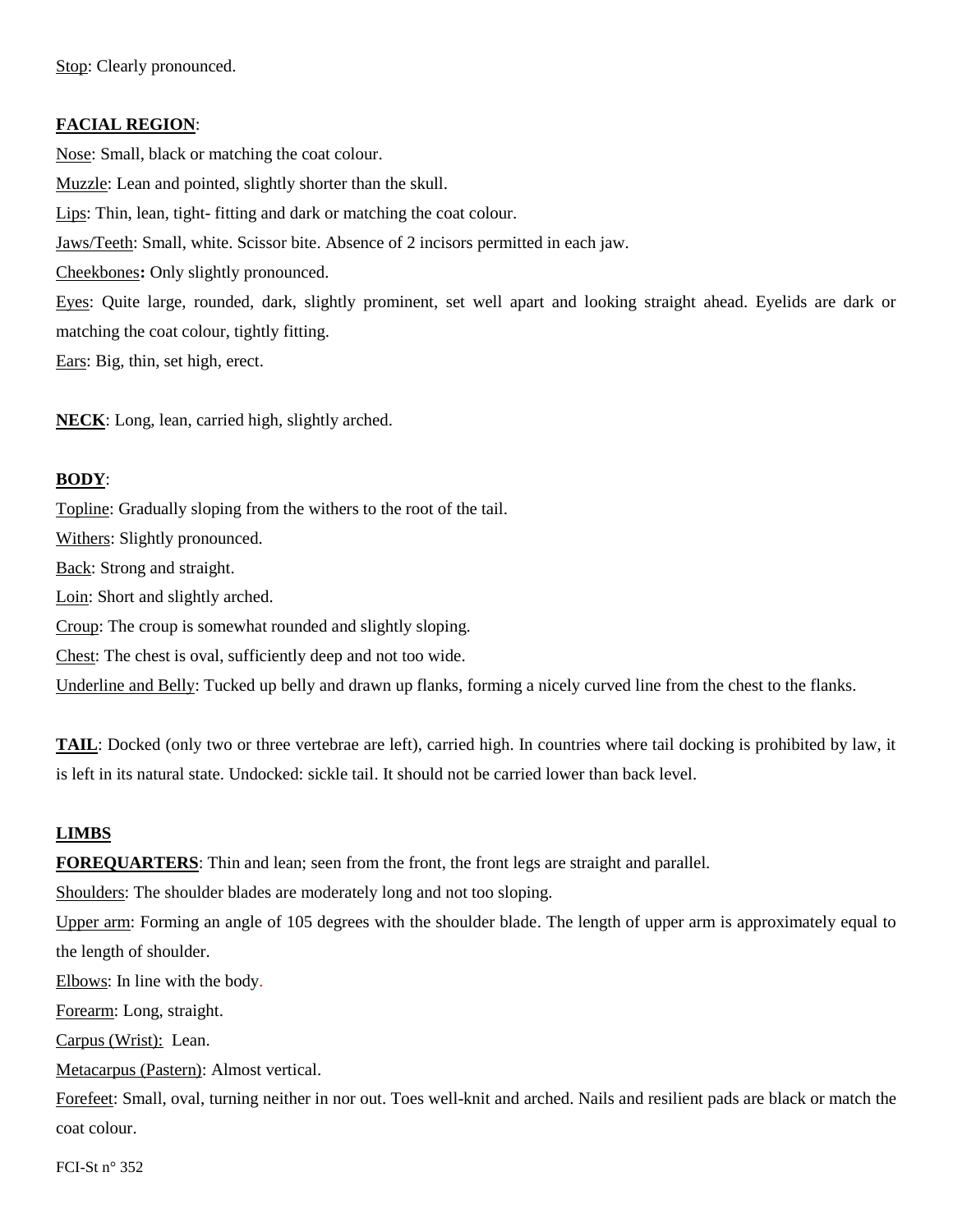Stop: Clearly pronounced.

**FACIAL REGION**:

Nose: Small, black or matching the coat colour.

Muzzle: Lean and pointed, slightly shorter than the skull.

Lips: Thin, lean, tight- fitting and dark or matching the coat colour.

Jaws/Teeth: Small, white. Scissor bite. Absence of 2 incisors permitted in each jaw.

Cheekbones**:** Only slightly pronounced.

Eyes: Quite large, rounded, dark, slightly prominent, set well apart and looking straight ahead. Eyelids are dark or matching the coat colour, tightly fitting.

Ears: Big, thin, set high, erect.

**NECK**: Long, lean, carried high, slightly arched.

**BODY**:

Topline: Gradually sloping from the withers to the root of the tail.

Withers: Slightly pronounced.

Back: Strong and straight.

Loin: Short and slightly arched.

Croup: The croup is somewhat rounded and slightly sloping.

Chest: The chest is oval, sufficiently deep and not too wide.

Underline and Belly: Tucked up belly and drawn up flanks, forming a nicely curved line from the chest to the flanks.

**TAIL**: Docked (only two or three vertebrae are left), carried high. In countries where tail docking is prohibited by law, it is left in its natural state. Undocked: sickle tail. It should not be carried lower than back level.

**LIMBS**

**FOREQUARTERS**: Thin and lean; seen from the front, the front legs are straight and parallel.

Shoulders: The shoulder blades are moderately long and not too sloping.

Upper arm: Forming an angle of 105 degrees with the shoulder blade. The length of upper arm is approximately equal to the length of shoulder.

Elbows: In line with the body.

Forearm: Long, straight.

Carpus (Wrist): Lean.

Metacarpus (Pastern): Almost vertical.

Forefeet: Small, oval, turning neither in nor out. Toes well-knit and arched. Nails and resilient pads are black or match the coat colour.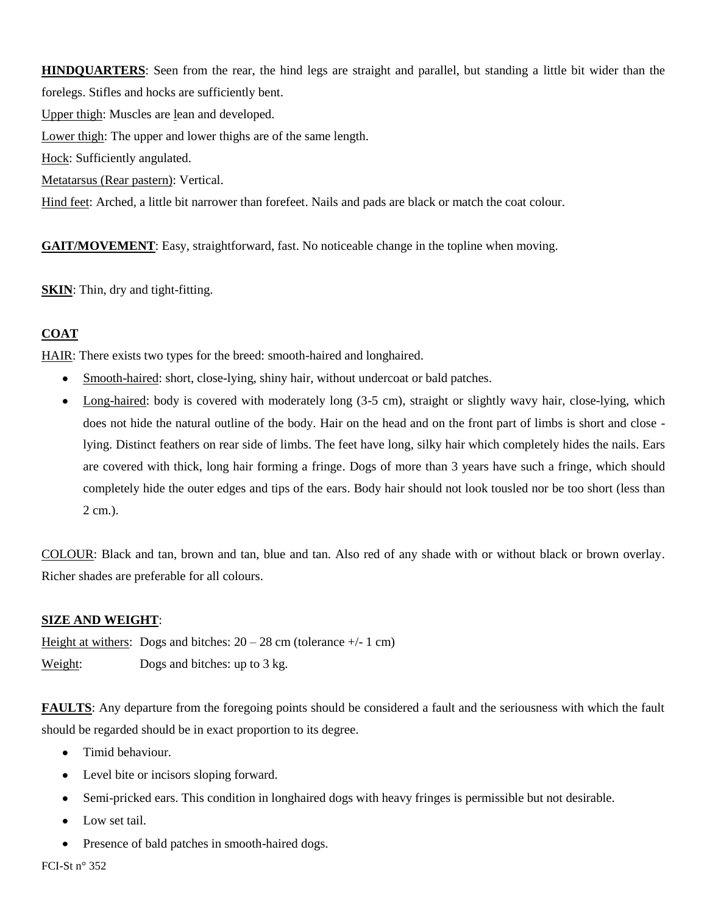**HINDQUARTERS**: Seen from the rear, the hind legs are straight and parallel, but standing a little bit wider than the forelegs. Stifles and hocks are sufficiently bent.

Upper thigh: Muscles are lean and developed.

Lower thigh: The upper and lower thighs are of the same length.

Hock: Sufficiently angulated.

Metatarsus (Rear pastern): Vertical.

Hind feet: Arched, a little bit narrower than forefeet. Nails and pads are black or match the coat colour.

**GAIT/MOVEMENT**: Easy, straightforward, fast. No noticeable change in the topline when moving.

**SKIN**: Thin, dry and tight-fitting.

**COAT**

HAIR: There exists two types for the breed: smooth-haired and longhaired.

- Smooth-haired: short, close-lying, shiny hair, without undercoat or bald patches.
- Long-haired: body is covered with moderately long (3-5 cm), straight or slightly wavy hair, close-lying, which does not hide the natural outline of the body. Hair on the head and on the front part of limbs is short and close - lying. Distinct feathers on rear side of limbs. The feet have long, silky hair which completely hides the nails. Ears are covered with thick, long hair forming a fringe. Dogs of more than 3 years have such a fringe, which should completely hide the outer edges and tips of the ears. Body hair should not look tousled nor be too short (less than 2 cm.).

COLOUR: Black and tan, brown and tan, blue and tan. Also red of any shade with or without black or brown overlay. Richer shades are preferable for all colours.

**SIZE AND WEIGHT**:

Height at withers: Dogs and bitches: 20 – 28 cm (tolerance +/- 1 cm)

Weight: Dogs and bitches: up to 3 kg.

**FAULTS**: Any departure from the foregoing points should be considered a fault and the seriousness with which the fault should be regarded should be in exact proportion to its degree.

- Timid behaviour.
- Level bite or incisors sloping forward.
- Semi-pricked ears. This condition in longhaired dogs with heavy fringes is permissible but not desirable.
- Low set tail.
- Presence of bald patches in smooth-haired dogs.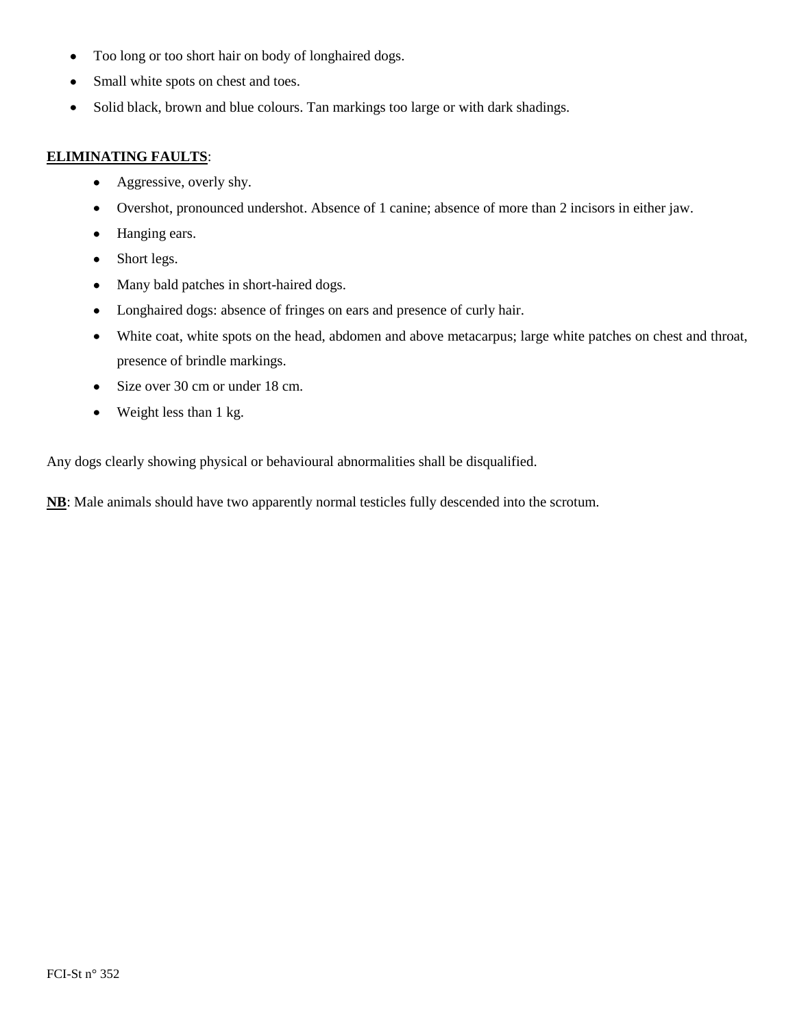- Too long or too short hair on body of longhaired dogs.
- Small white spots on chest and toes.
- Solid black, brown and blue colours. Tan markings too large or with dark shadings.

**ELIMINATING FAULTS**:

- Aggressive, overly shy.
- Overshot, pronounced undershot. Absence of 1 canine; absence of more than 2 incisors in either jaw.
- Hanging ears.
- Short legs.
- Many bald patches in short-haired dogs.
- Longhaired dogs: absence of fringes on ears and presence of curly hair.
- White coat, white spots on the head, abdomen and above metacarpus; large white patches on chest and throat, presence of brindle markings.
- Size over 30 cm or under 18 cm.
- Weight less than 1 kg.

Any dogs clearly showing physical or behavioural abnormalities shall be disqualified.

**NB**: Male animals should have two apparently normal testicles fully descended into the scrotum.